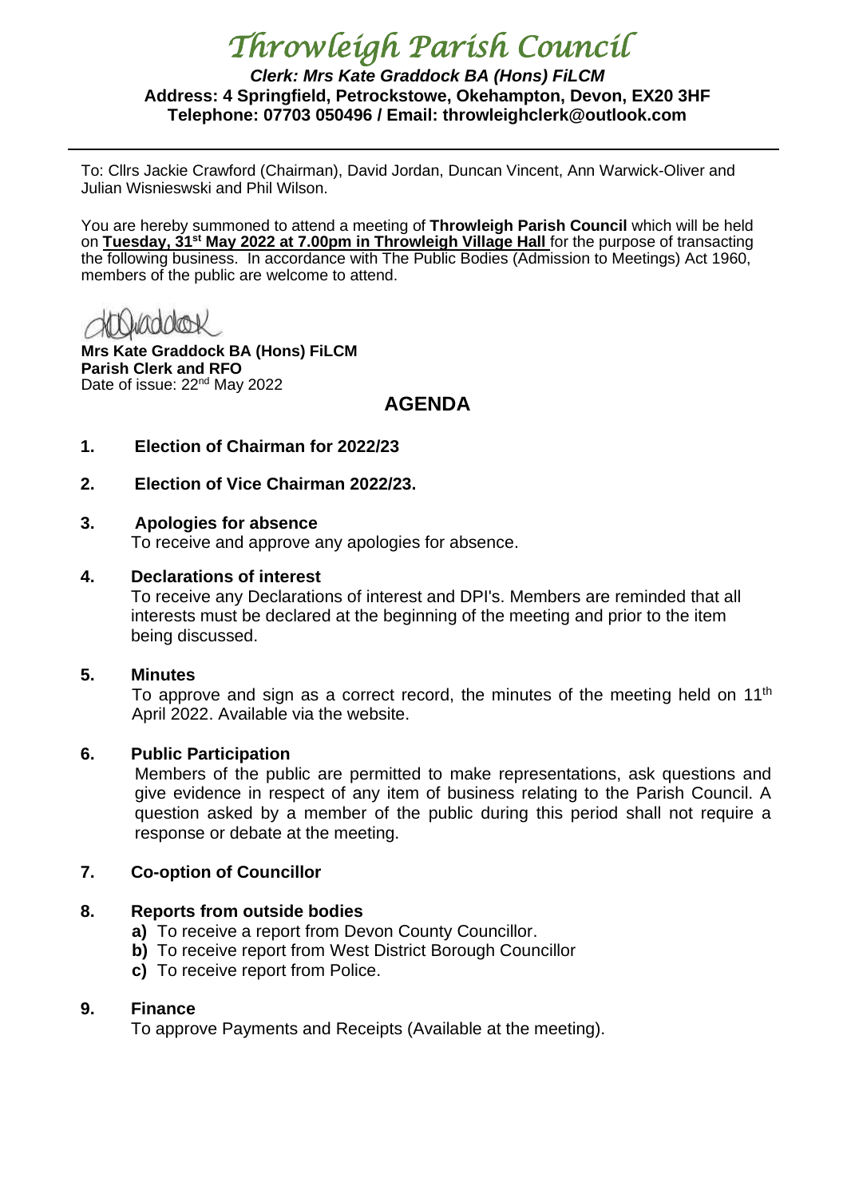# *Throwleigh Parish Council*

***Clerk: Mrs Kate Graddock BA (Hons) FiLCM***
**Address: 4 Springfield, Petrockstowe, Okehampton, Devon, EX20 3HF**
**Telephone: 07703 050496 / Email: throwleighclerk@outlook.com**

---

To: Cllrs Jackie Crawford (Chairman), David Jordan, Duncan Vincent, Ann Warwick-Oliver and Julian Wisnieswski and Phil Wilson.

You are hereby summoned to attend a meeting of **Throwleigh Parish Council** which will be held on **Tuesday, 31st May 2022 at 7.00pm in Throwleigh Village Hall** for the purpose of transacting the following business. In accordance with The Public Bodies (Admission to Meetings) Act 1960, members of the public are welcome to attend.

**Mrs Kate Graddock BA (Hons) FiLCM**
**Parish Clerk and RFO**
Date of issue: 22nd May 2022

## AGENDA

**1. Election of Chairman for 2022/23**

**2. Election of Vice Chairman 2022/23.**

**3. Apologies for absence**
To receive and approve any apologies for absence.

**4. Declarations of interest**
To receive any Declarations of interest and DPI's. Members are reminded that all interests must be declared at the beginning of the meeting and prior to the item being discussed.

**5. Minutes**
To approve and sign as a correct record, the minutes of the meeting held on 11th April 2022. Available via the website.

**6. Public Participation**
Members of the public are permitted to make representations, ask questions and give evidence in respect of any item of business relating to the Parish Council. A question asked by a member of the public during this period shall not require a response or debate at the meeting.

**7. Co-option of Councillor**

**8. Reports from outside bodies**
- **a)** To receive a report from Devon County Councillor.
- **b)** To receive report from West District Borough Councillor
- **c)** To receive report from Police.

**9. Finance**
To approve Payments and Receipts (Available at the meeting).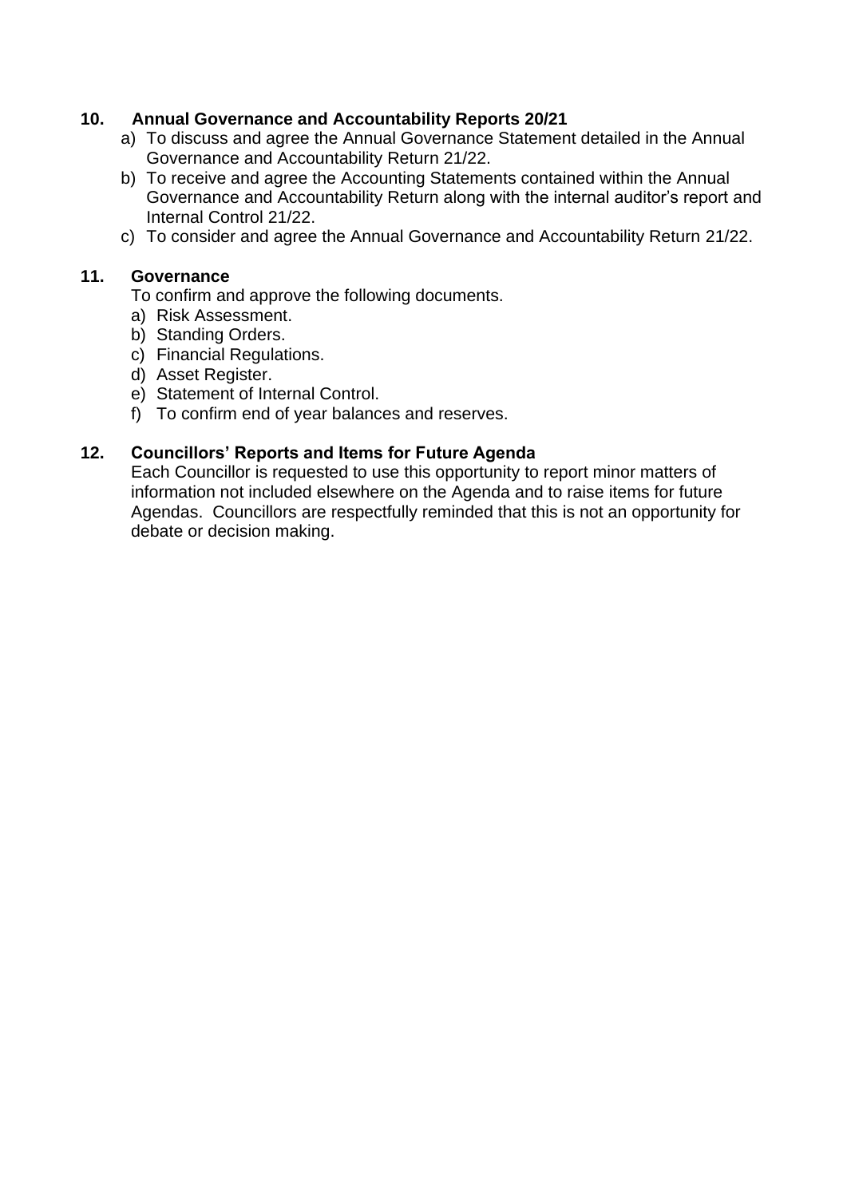## 10. Annual Governance and Accountability Reports 20/21

a) To discuss and agree the Annual Governance Statement detailed in the Annual Governance and Accountability Return 21/22.
b) To receive and agree the Accounting Statements contained within the Annual Governance and Accountability Return along with the internal auditor's report and Internal Control 21/22.
c) To consider and agree the Annual Governance and Accountability Return 21/22.

## 11. Governance

To confirm and approve the following documents.

a) Risk Assessment.
b) Standing Orders.
c) Financial Regulations.
d) Asset Register.
e) Statement of Internal Control.
f) To confirm end of year balances and reserves.

## 12. Councillors' Reports and Items for Future Agenda

Each Councillor is requested to use this opportunity to report minor matters of information not included elsewhere on the Agenda and to raise items for future Agendas. Councillors are respectfully reminded that this is not an opportunity for debate or decision making.